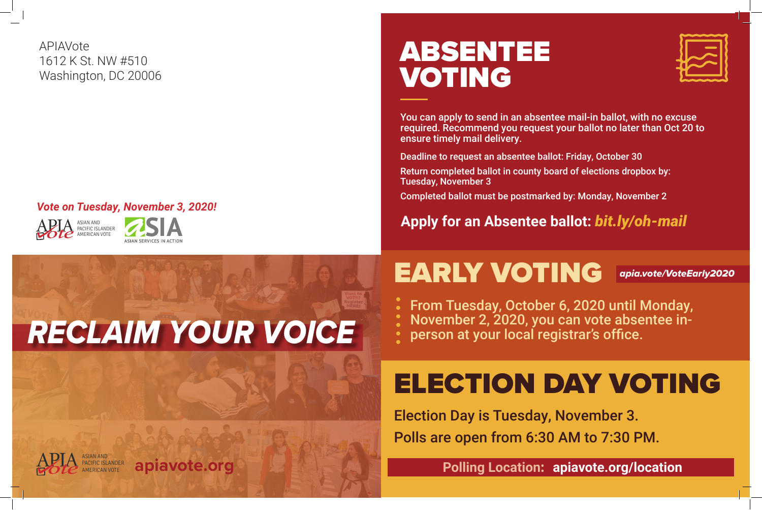APIAVote
1612 K St. NW #510
Washington, DC 20006

*Vote on Tuesday, November 3, 2020!*

APIA Vote ASIAN AND PACIFIC ISLANDER AMERICAN VOTE

ASIA ASIAN SERVICES IN ACTION

# RECLAIM YOUR VOICE

APIA Vote ASIAN AND PACIFIC ISLANDER AMERICAN VOTE **apiavote.org**

# ABSENTEE VOTING

**You can apply to send in an absentee mail-in ballot, with no excuse required. Recommend you request your ballot no later than Oct 20 to ensure timely mail delivery.**

Deadline to request an absentee ballot: Friday, October 30

Return completed ballot in county board of elections dropbox by: Tuesday, November 3

Completed ballot must be postmarked by: Monday, November 2

**Apply for an Absentee ballot: *bit.ly/oh-mail***

# EARLY VOTING

***apia.vote/VoteEarly2020***

From Tuesday, October 6, 2020 until Monday, November 2, 2020, you can vote absentee in-person at your local registrar's office.

# ELECTION DAY VOTING

Election Day is Tuesday, November 3.

Polls are open from 6:30 AM to 7:30 PM.

**Polling Location: apiavote.org/location**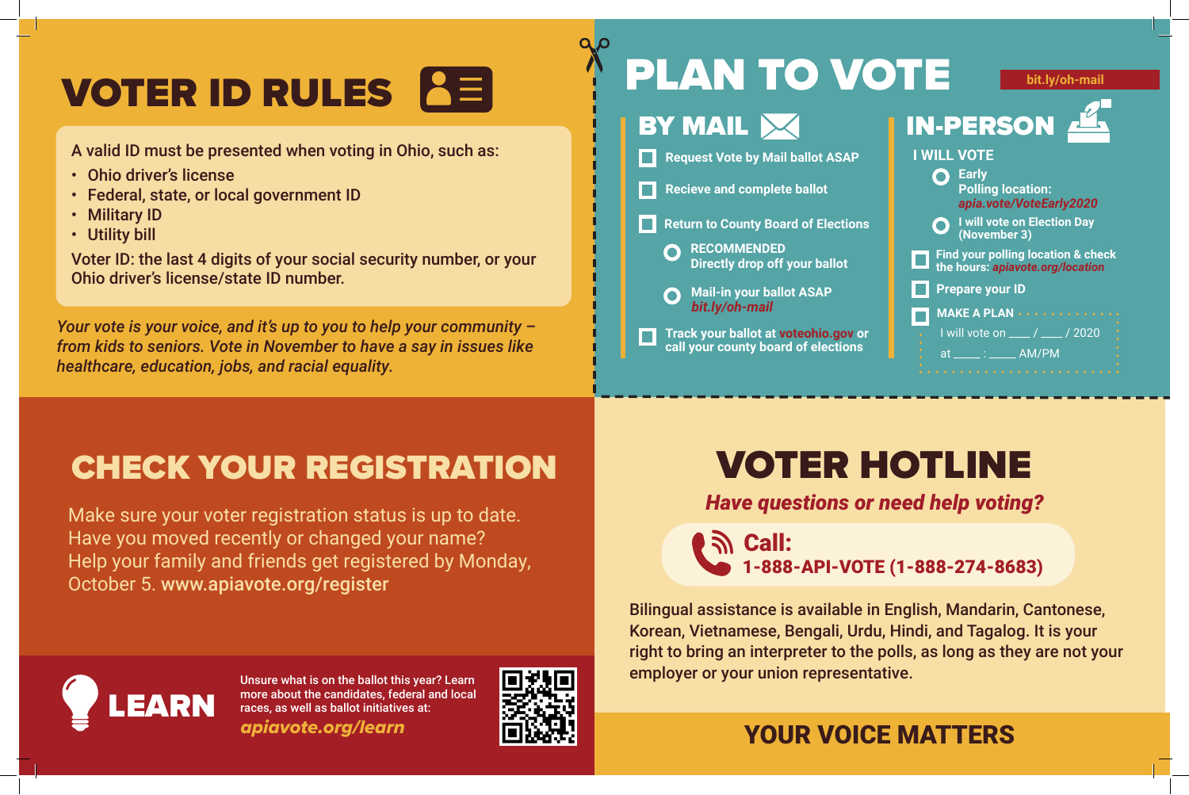# VOTER ID RULES

A valid ID must be presented when voting in Ohio, such as:

- Ohio driver's license
- Federal, state, or local government ID
- Military ID
- Utility bill

Voter ID: the last 4 digits of your social security number, or your Ohio driver's license/state ID number.

*Your vote is your voice, and it's up to you to help your community – from kids to seniors. Vote in November to have a say in issues like healthcare, education, jobs, and racial equality.*

# PLAN TO VOTE

bit.ly/oh-mail

## BY MAIL

- ☐ Request Vote by Mail ballot ASAP
- ☐ Recieve and complete ballot
- ☐ Return to County Board of Elections
  - ○ RECOMMENDED Directly drop off your ballot
  - ○ Mail-in your ballot ASAP *bit.ly/oh-mail*
- ☐ Track your ballot at voteohio.gov or call your county board of elections

## IN-PERSON

I WILL VOTE

- ○ Early Polling location: *apia.vote/VoteEarly2020*
- ○ I will vote on Election Day (November 3)

- ☐ Find your polling location & check the hours: *apiavote.org/location*
- ☐ Prepare your ID
- ☐ MAKE A PLAN
  I will vote on ____ / ____ / 2020
  at _____ : _____ AM/PM

# CHECK YOUR REGISTRATION

Make sure your voter registration status is up to date. Have you moved recently or changed your name? Help your family and friends get registered by Monday, October 5. **www.apiavote.org/register**

# LEARN

Unsure what is on the ballot this year? Learn more about the candidates, federal and local races, as well as ballot initiatives at:

***apiavote.org/learn***

# VOTER HOTLINE

***Have questions or need help voting?***

**Call:**
**1-888-API-VOTE (1-888-274-8683)**

Bilingual assistance is available in English, Mandarin, Cantonese, Korean, Vietnamese, Bengali, Urdu, Hindi, and Tagalog. It is your right to bring an interpreter to the polls, as long as they are not your employer or your union representative.

**YOUR VOICE MATTERS**